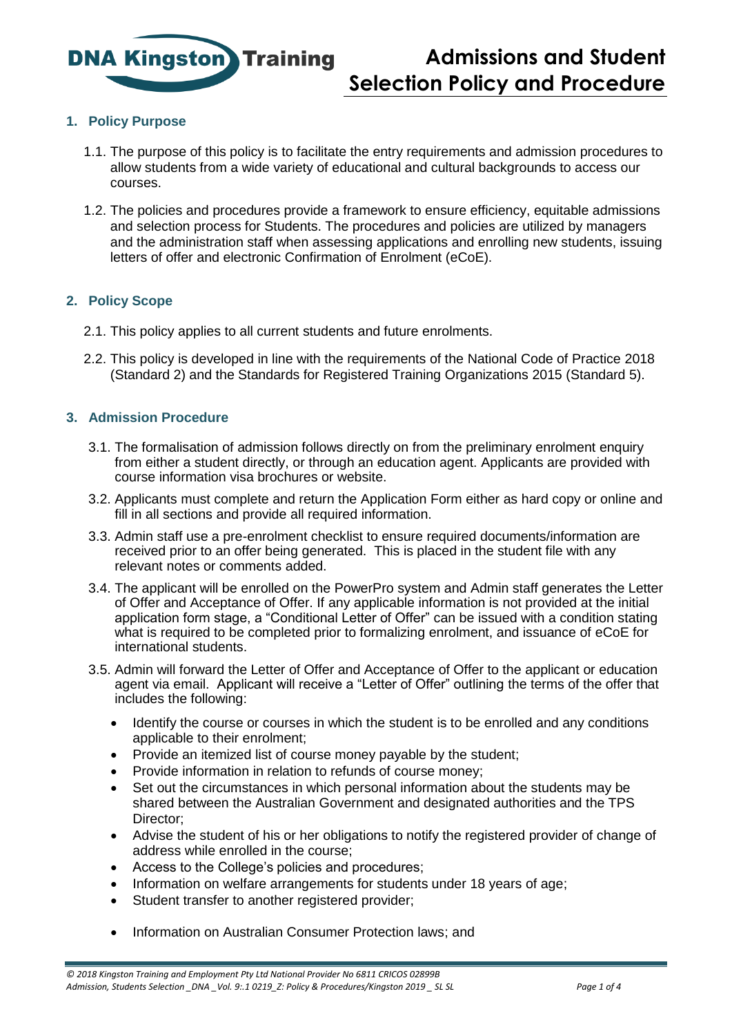# Admissions and Student Selection Policy and Procedure

## 1. Policy Purpose

1.1. The purpose of this policy is to facilitate the entry requirements and admission procedures to allow students from a wide variety of educational and cultural backgrounds to access our courses.

1.2. The policies and procedures provide a framework to ensure efficiency, equitable admissions and selection process for Students. The procedures and policies are utilized by managers and the administration staff when assessing applications and enrolling new students, issuing letters of offer and electronic Confirmation of Enrolment (eCoE).

## 2. Policy Scope

2.1. This policy applies to all current students and future enrolments.

2.2. This policy is developed in line with the requirements of the National Code of Practice 2018 (Standard 2) and the Standards for Registered Training Organizations 2015 (Standard 5).

## 3. Admission Procedure

3.1. The formalisation of admission follows directly on from the preliminary enrolment enquiry from either a student directly, or through an education agent. Applicants are provided with course information visa brochures or website.

3.2. Applicants must complete and return the Application Form either as hard copy or online and fill in all sections and provide all required information.

3.3. Admin staff use a pre-enrolment checklist to ensure required documents/information are received prior to an offer being generated. This is placed in the student file with any relevant notes or comments added.

3.4. The applicant will be enrolled on the PowerPro system and Admin staff generates the Letter of Offer and Acceptance of Offer. If any applicable information is not provided at the initial application form stage, a "Conditional Letter of Offer" can be issued with a condition stating what is required to be completed prior to formalizing enrolment, and issuance of eCoE for international students.

3.5. Admin will forward the Letter of Offer and Acceptance of Offer to the applicant or education agent via email. Applicant will receive a "Letter of Offer" outlining the terms of the offer that includes the following:

- Identify the course or courses in which the student is to be enrolled and any conditions applicable to their enrolment;
- Provide an itemized list of course money payable by the student;
- Provide information in relation to refunds of course money;
- Set out the circumstances in which personal information about the students may be shared between the Australian Government and designated authorities and the TPS Director;
- Advise the student of his or her obligations to notify the registered provider of change of address while enrolled in the course;
- Access to the College's policies and procedures;
- Information on welfare arrangements for students under 18 years of age;
- Student transfer to another registered provider;
- Information on Australian Consumer Protection laws; and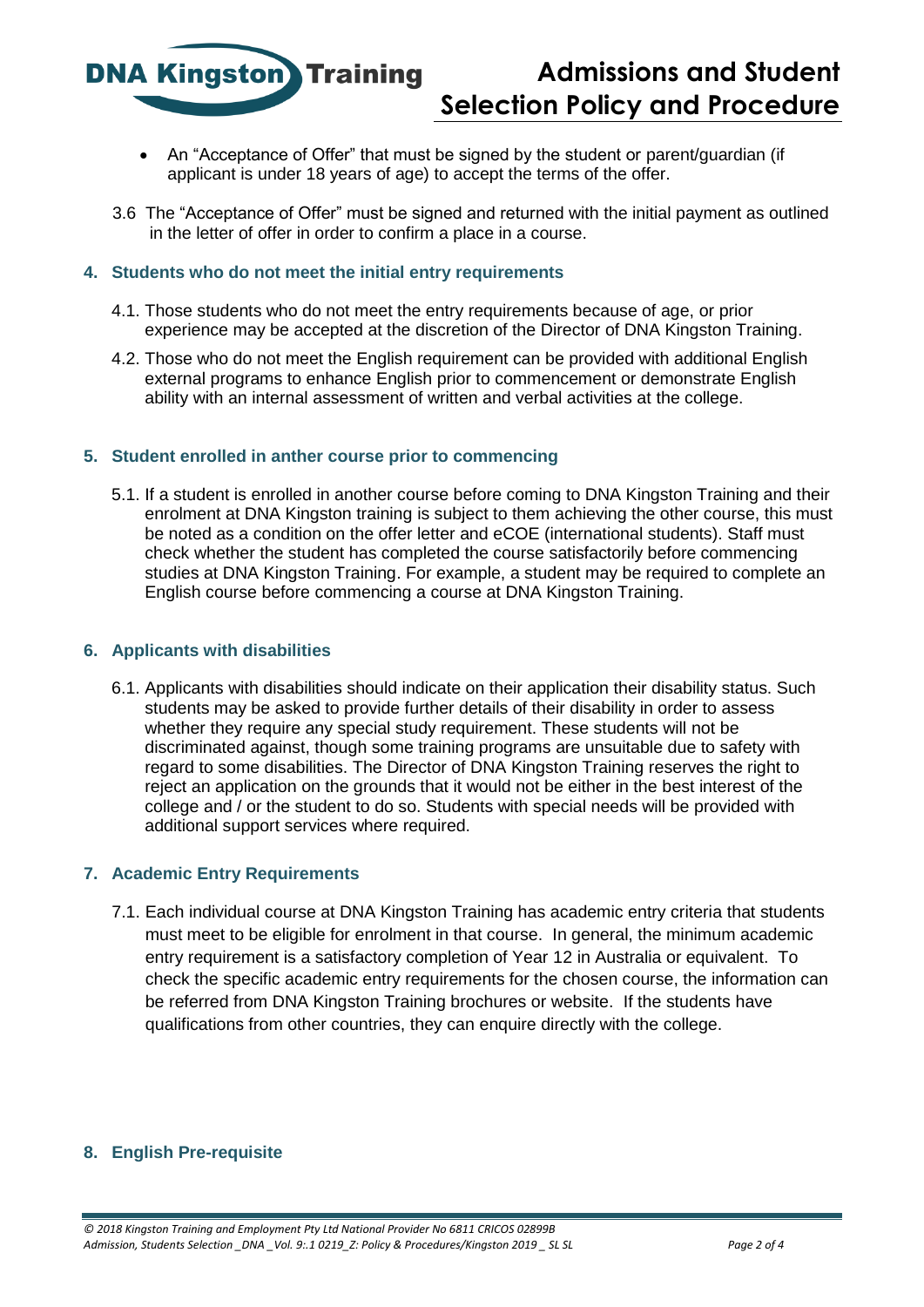- An "Acceptance of Offer" that must be signed by the student or parent/guardian (if applicant is under 18 years of age) to accept the terms of the offer.

3.6 The "Acceptance of Offer" must be signed and returned with the initial payment as outlined in the letter of offer in order to confirm a place in a course.

## 4. Students who do not meet the initial entry requirements

4.1. Those students who do not meet the entry requirements because of age, or prior experience may be accepted at the discretion of the Director of DNA Kingston Training.

4.2. Those who do not meet the English requirement can be provided with additional English external programs to enhance English prior to commencement or demonstrate English ability with an internal assessment of written and verbal activities at the college.

## 5. Student enrolled in anther course prior to commencing

5.1. If a student is enrolled in another course before coming to DNA Kingston Training and their enrolment at DNA Kingston training is subject to them achieving the other course, this must be noted as a condition on the offer letter and eCOE (international students). Staff must check whether the student has completed the course satisfactorily before commencing studies at DNA Kingston Training. For example, a student may be required to complete an English course before commencing a course at DNA Kingston Training.

## 6. Applicants with disabilities

6.1. Applicants with disabilities should indicate on their application their disability status. Such students may be asked to provide further details of their disability in order to assess whether they require any special study requirement. These students will not be discriminated against, though some training programs are unsuitable due to safety with regard to some disabilities. The Director of DNA Kingston Training reserves the right to reject an application on the grounds that it would not be either in the best interest of the college and / or the student to do so. Students with special needs will be provided with additional support services where required.

## 7. Academic Entry Requirements

7.1. Each individual course at DNA Kingston Training has academic entry criteria that students must meet to be eligible for enrolment in that course. In general, the minimum academic entry requirement is a satisfactory completion of Year 12 in Australia or equivalent. To check the specific academic entry requirements for the chosen course, the information can be referred from DNA Kingston Training brochures or website. If the students have qualifications from other countries, they can enquire directly with the college.

## 8. English Pre-requisite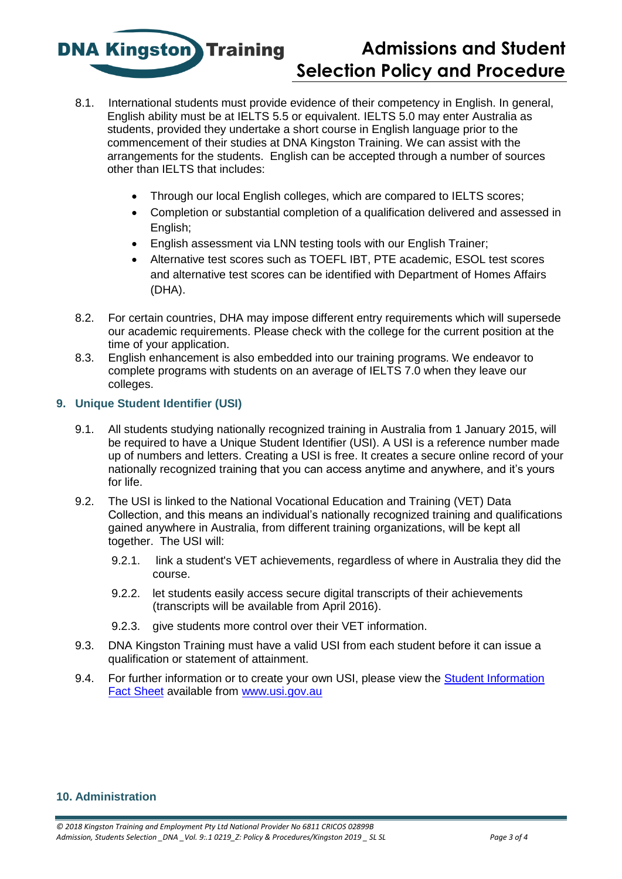8.1. International students must provide evidence of their competency in English. In general, English ability must be at IELTS 5.5 or equivalent. IELTS 5.0 may enter Australia as students, provided they undertake a short course in English language prior to the commencement of their studies at DNA Kingston Training. We can assist with the arrangements for the students. English can be accepted through a number of sources other than IELTS that includes:

- Through our local English colleges, which are compared to IELTS scores;
- Completion or substantial completion of a qualification delivered and assessed in English;
- English assessment via LNN testing tools with our English Trainer;
- Alternative test scores such as TOEFL IBT, PTE academic, ESOL test scores and alternative test scores can be identified with Department of Homes Affairs (DHA).

8.2. For certain countries, DHA may impose different entry requirements which will supersede our academic requirements. Please check with the college for the current position at the time of your application.

8.3. English enhancement is also embedded into our training programs. We endeavor to complete programs with students on an average of IELTS 7.0 when they leave our colleges.

## 9. Unique Student Identifier (USI)

9.1. All students studying nationally recognized training in Australia from 1 January 2015, will be required to have a Unique Student Identifier (USI). A USI is a reference number made up of numbers and letters. Creating a USI is free. It creates a secure online record of your nationally recognized training that you can access anytime and anywhere, and it's yours for life.

9.2. The USI is linked to the National Vocational Education and Training (VET) Data Collection, and this means an individual's nationally recognized training and qualifications gained anywhere in Australia, from different training organizations, will be kept all together. The USI will:

9.2.1. link a student's VET achievements, regardless of where in Australia they did the course.

9.2.2. let students easily access secure digital transcripts of their achievements (transcripts will be available from April 2016).

9.2.3. give students more control over their VET information.

9.3. DNA Kingston Training must have a valid USI from each student before it can issue a qualification or statement of attainment.

9.4. For further information or to create your own USI, please view the Student Information Fact Sheet available from www.usi.gov.au

## 10. Administration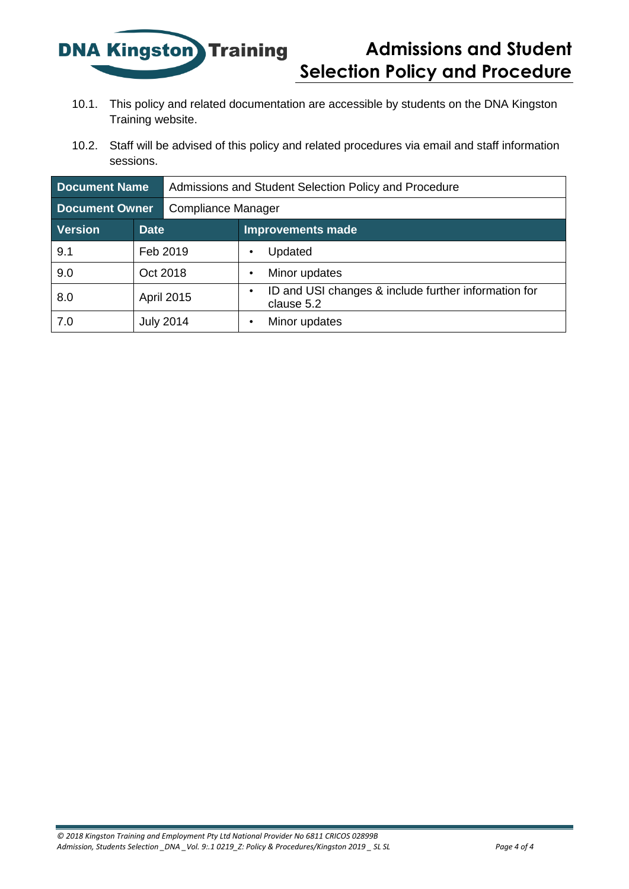10.1. This policy and related documentation are accessible by students on the DNA Kingston Training website.

10.2. Staff will be advised of this policy and related procedures via email and staff information sessions.

| **Document Name** | Admissions and Student Selection Policy and Procedure | |
|---|---|---|
| **Document Owner** | Compliance Manager | |
| **Version** | **Date** | **Improvements made** |
| 9.1 | Feb 2019 | • Updated |
| 9.0 | Oct 2018 | • Minor updates |
| 8.0 | April 2015 | • ID and USI changes & include further information for clause 5.2 |
| 7.0 | July 2014 | • Minor updates |